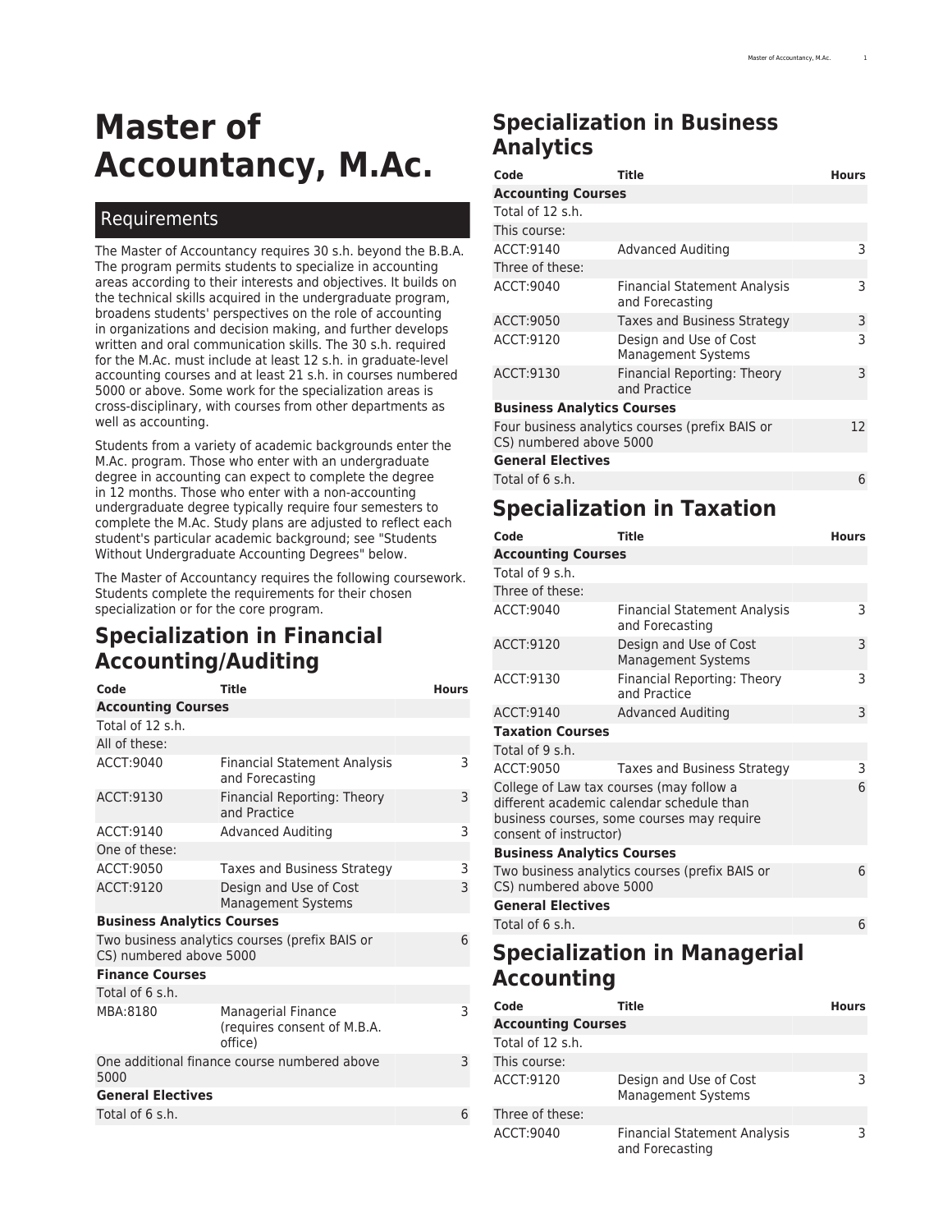# Master of Accountancy, M.Ac.

## Requirements

The Master of Accountancy requires 30 s.h. beyond the B.B.A. The program permits students to specialize in accounting areas according to their interests and objectives. It builds on the technical skills acquired in the undergraduate program, broadens students' perspectives on the role of accounting in organizations and decision making, and further develops written and oral communication skills. The 30 s.h. required for the M.Ac. must include at least 12 s.h. in graduate-level accounting courses and at least 21 s.h. in courses numbered 5000 or above. Some work for the specialization areas is cross-disciplinary, with courses from other departments as well as accounting.

Students from a variety of academic backgrounds enter the M.Ac. program. Those who enter with an undergraduate degree in accounting can expect to complete the degree in 12 months. Those who enter with a non-accounting undergraduate degree typically require four semesters to complete the M.Ac. Study plans are adjusted to reflect each student's particular academic background; see "Students Without Undergraduate Accounting Degrees" below.

The Master of Accountancy requires the following coursework. Students complete the requirements for their chosen specialization or for the core program.

## Specialization in Financial Accounting/Auditing

| Code | Title | Hours |
|---|---|---|
| **Accounting Courses** | | |
| Total of 12 s.h. | | |
| All of these: | | |
| ACCT:9040 | Financial Statement Analysis and Forecasting | 3 |
| ACCT:9130 | Financial Reporting: Theory and Practice | 3 |
| ACCT:9140 | Advanced Auditing | 3 |
| One of these: | | |
| ACCT:9050 | Taxes and Business Strategy | 3 |
| ACCT:9120 | Design and Use of Cost Management Systems | 3 |
| **Business Analytics Courses** | | |
| Two business analytics courses (prefix BAIS or CS) numbered above 5000 | | 6 |
| **Finance Courses** | | |
| Total of 6 s.h. | | |
| MBA:8180 | Managerial Finance (requires consent of M.B.A. office) | 3 |
| One additional finance course numbered above 5000 | | 3 |
| **General Electives** | | |
| Total of 6 s.h. | | 6 |

## Specialization in Business Analytics

| Code | Title | Hours |
|---|---|---|
| **Accounting Courses** | | |
| Total of 12 s.h. | | |
| This course: | | |
| ACCT:9140 | Advanced Auditing | 3 |
| Three of these: | | |
| ACCT:9040 | Financial Statement Analysis and Forecasting | 3 |
| ACCT:9050 | Taxes and Business Strategy | 3 |
| ACCT:9120 | Design and Use of Cost Management Systems | 3 |
| ACCT:9130 | Financial Reporting: Theory and Practice | 3 |
| **Business Analytics Courses** | | |
| Four business analytics courses (prefix BAIS or CS) numbered above 5000 | | 12 |
| **General Electives** | | |
| Total of 6 s.h. | | 6 |

## Specialization in Taxation

| Code | Title | Hours |
|---|---|---|
| **Accounting Courses** | | |
| Total of 9 s.h. | | |
| Three of these: | | |
| ACCT:9040 | Financial Statement Analysis and Forecasting | 3 |
| ACCT:9120 | Design and Use of Cost Management Systems | 3 |
| ACCT:9130 | Financial Reporting: Theory and Practice | 3 |
| ACCT:9140 | Advanced Auditing | 3 |
| **Taxation Courses** | | |
| Total of 9 s.h. | | |
| ACCT:9050 | Taxes and Business Strategy | 3 |
| College of Law tax courses (may follow a different academic calendar schedule than business courses, some courses may require consent of instructor) | | 6 |
| **Business Analytics Courses** | | |
| Two business analytics courses (prefix BAIS or CS) numbered above 5000 | | 6 |
| **General Electives** | | |
| Total of 6 s.h. | | 6 |

## Specialization in Managerial Accounting

| Code | Title | Hours |
|---|---|---|
| **Accounting Courses** | | |
| Total of 12 s.h. | | |
| This course: | | |
| ACCT:9120 | Design and Use of Cost Management Systems | 3 |
| Three of these: | | |
| ACCT:9040 | Financial Statement Analysis and Forecasting | 3 |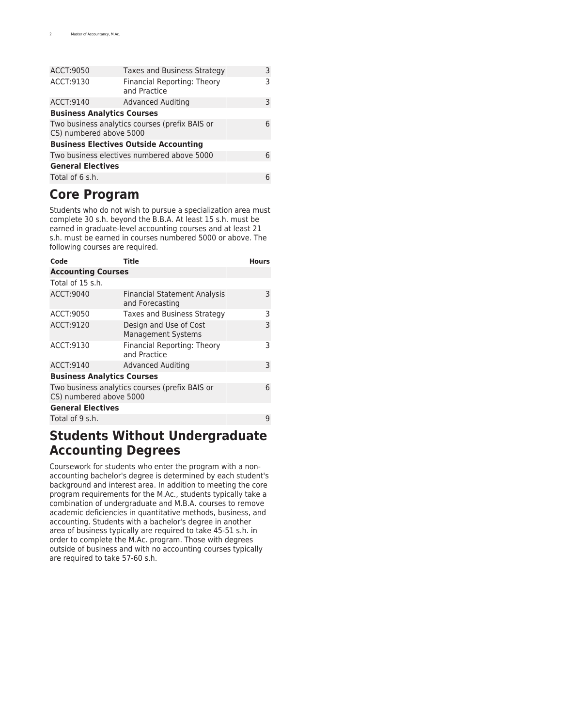| | | |
|---|---|---|
| ACCT:9050 | Taxes and Business Strategy | 3 |
| ACCT:9130 | Financial Reporting: Theory and Practice | 3 |
| ACCT:9140 | Advanced Auditing | 3 |
| **Business Analytics Courses** | | |
| Two business analytics courses (prefix BAIS or CS) numbered above 5000 | | 6 |
| **Business Electives Outside Accounting** | | |
| Two business electives numbered above 5000 | | 6 |
| **General Electives** | | |
| Total of 6 s.h. | | 6 |

## Core Program

Students who do not wish to pursue a specialization area must complete 30 s.h. beyond the B.B.A. At least 15 s.h. must be earned in graduate-level accounting courses and at least 21 s.h. must be earned in courses numbered 5000 or above. The following courses are required.

| Code | Title | Hours |
|---|---|---|
| **Accounting Courses** | | |
| Total of 15 s.h. | | |
| ACCT:9040 | Financial Statement Analysis and Forecasting | 3 |
| ACCT:9050 | Taxes and Business Strategy | 3 |
| ACCT:9120 | Design and Use of Cost Management Systems | 3 |
| ACCT:9130 | Financial Reporting: Theory and Practice | 3 |
| ACCT:9140 | Advanced Auditing | 3 |
| **Business Analytics Courses** | | |
| Two business analytics courses (prefix BAIS or CS) numbered above 5000 | | 6 |
| **General Electives** | | |
| Total of 9 s.h. | | 9 |

## Students Without Undergraduate Accounting Degrees

Coursework for students who enter the program with a non-accounting bachelor's degree is determined by each student's background and interest area. In addition to meeting the core program requirements for the M.Ac., students typically take a combination of undergraduate and M.B.A. courses to remove academic deficiencies in quantitative methods, business, and accounting. Students with a bachelor's degree in another area of business typically are required to take 45-51 s.h. in order to complete the M.Ac. program. Those with degrees outside of business and with no accounting courses typically are required to take 57-60 s.h.